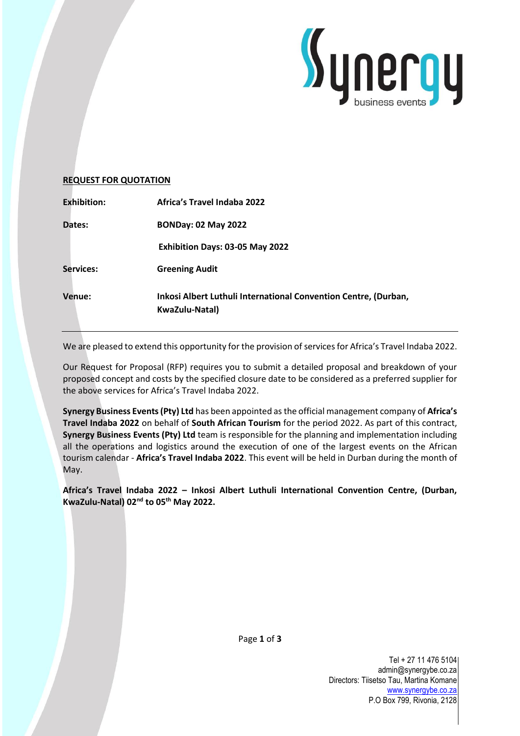## **REQUEST FOR QUOTATION**

| | |
|---|---|
| **Exhibition:** | **Africa's Travel Indaba 2022** |
| **Dates:** | **BONDay: 02 May 2022** |
| | **Exhibition Days: 03-05 May 2022** |
| **Services:** | **Greening Audit** |
| **Venue:** | **Inkosi Albert Luthuli International Convention Centre, (Durban, KwaZulu-Natal)** |

---

We are pleased to extend this opportunity for the provision of services for Africa's Travel Indaba 2022.

Our Request for Proposal (RFP) requires you to submit a detailed proposal and breakdown of your proposed concept and costs by the specified closure date to be considered as a preferred supplier for the above services for Africa's Travel Indaba 2022.

**Synergy Business Events (Pty) Ltd** has been appointed as the official management company of **Africa's Travel Indaba 2022** on behalf of **South African Tourism** for the period 2022. As part of this contract, **Synergy Business Events (Pty) Ltd** team is responsible for the planning and implementation including all the operations and logistics around the execution of one of the largest events on the African tourism calendar - **Africa's Travel Indaba 2022**. This event will be held in Durban during the month of May.

**Africa's Travel Indaba 2022 – Inkosi Albert Luthuli International Convention Centre, (Durban, KwaZulu-Natal) 02nd to 05th May 2022.**

Tel + 27 11 476 5104
admin@synergybe.co.za
Directors: Tiisetso Tau, Martina Komane
www.synergybe.co.za
P.O Box 799, Rivonia, 2128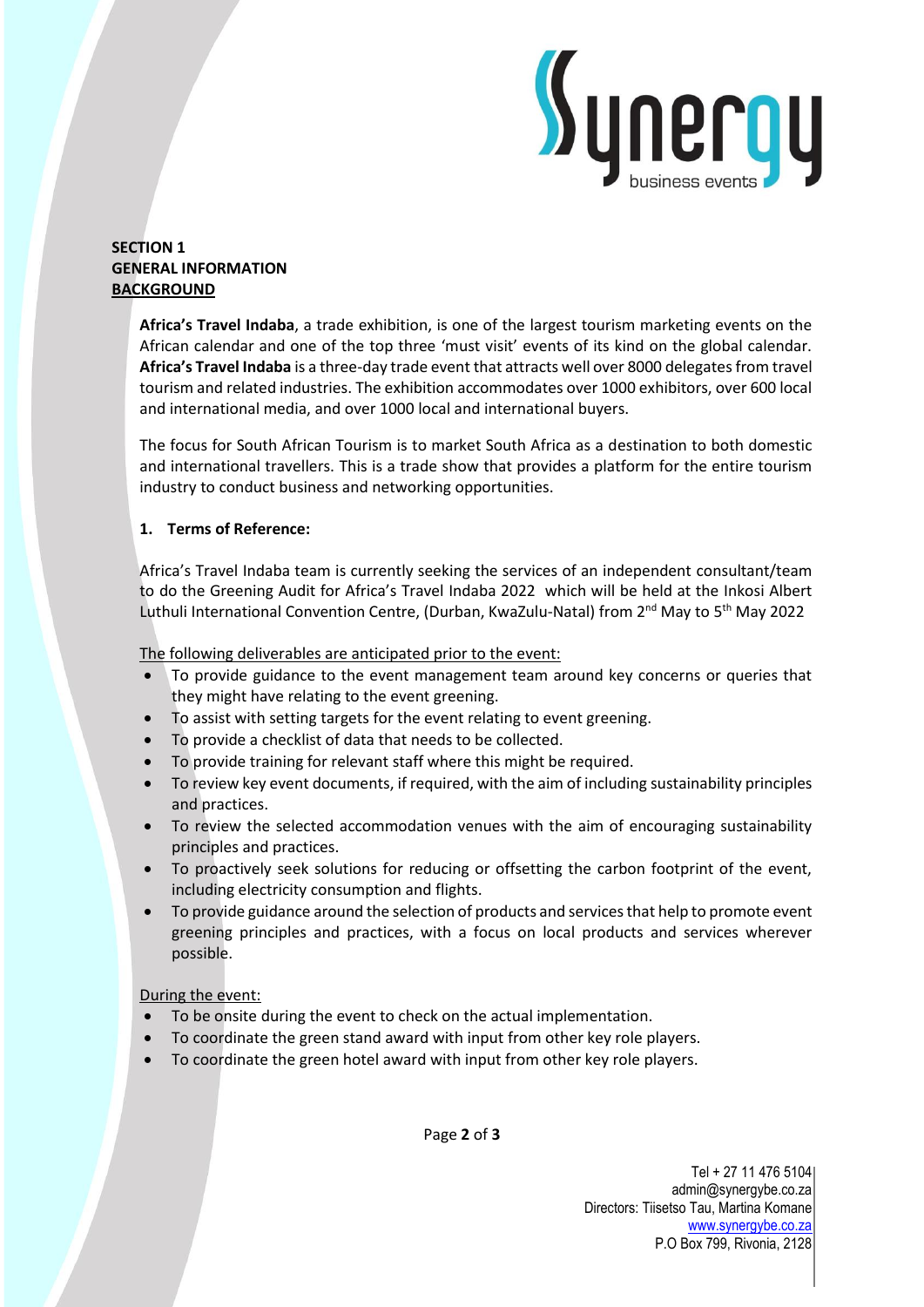**SECTION 1**
**GENERAL INFORMATION**
**BACKGROUND**

**Africa's Travel Indaba**, a trade exhibition, is one of the largest tourism marketing events on the African calendar and one of the top three 'must visit' events of its kind on the global calendar. **Africa's Travel Indaba** is a three-day trade event that attracts well over 8000 delegates from travel tourism and related industries. The exhibition accommodates over 1000 exhibitors, over 600 local and international media, and over 1000 local and international buyers.

The focus for South African Tourism is to market South Africa as a destination to both domestic and international travellers. This is a trade show that provides a platform for the entire tourism industry to conduct business and networking opportunities.

**1. Terms of Reference:**

Africa's Travel Indaba team is currently seeking the services of an independent consultant/team to do the Greening Audit for Africa's Travel Indaba 2022 which will be held at the Inkosi Albert Luthuli International Convention Centre, (Durban, KwaZulu-Natal) from 2nd May to 5th May 2022

The following deliverables are anticipated prior to the event:

- To provide guidance to the event management team around key concerns or queries that they might have relating to the event greening.
- To assist with setting targets for the event relating to event greening.
- To provide a checklist of data that needs to be collected.
- To provide training for relevant staff where this might be required.
- To review key event documents, if required, with the aim of including sustainability principles and practices.
- To review the selected accommodation venues with the aim of encouraging sustainability principles and practices.
- To proactively seek solutions for reducing or offsetting the carbon footprint of the event, including electricity consumption and flights.
- To provide guidance around the selection of products and services that help to promote event greening principles and practices, with a focus on local products and services wherever possible.

During the event:

- To be onsite during the event to check on the actual implementation.
- To coordinate the green stand award with input from other key role players.
- To coordinate the green hotel award with input from other key role players.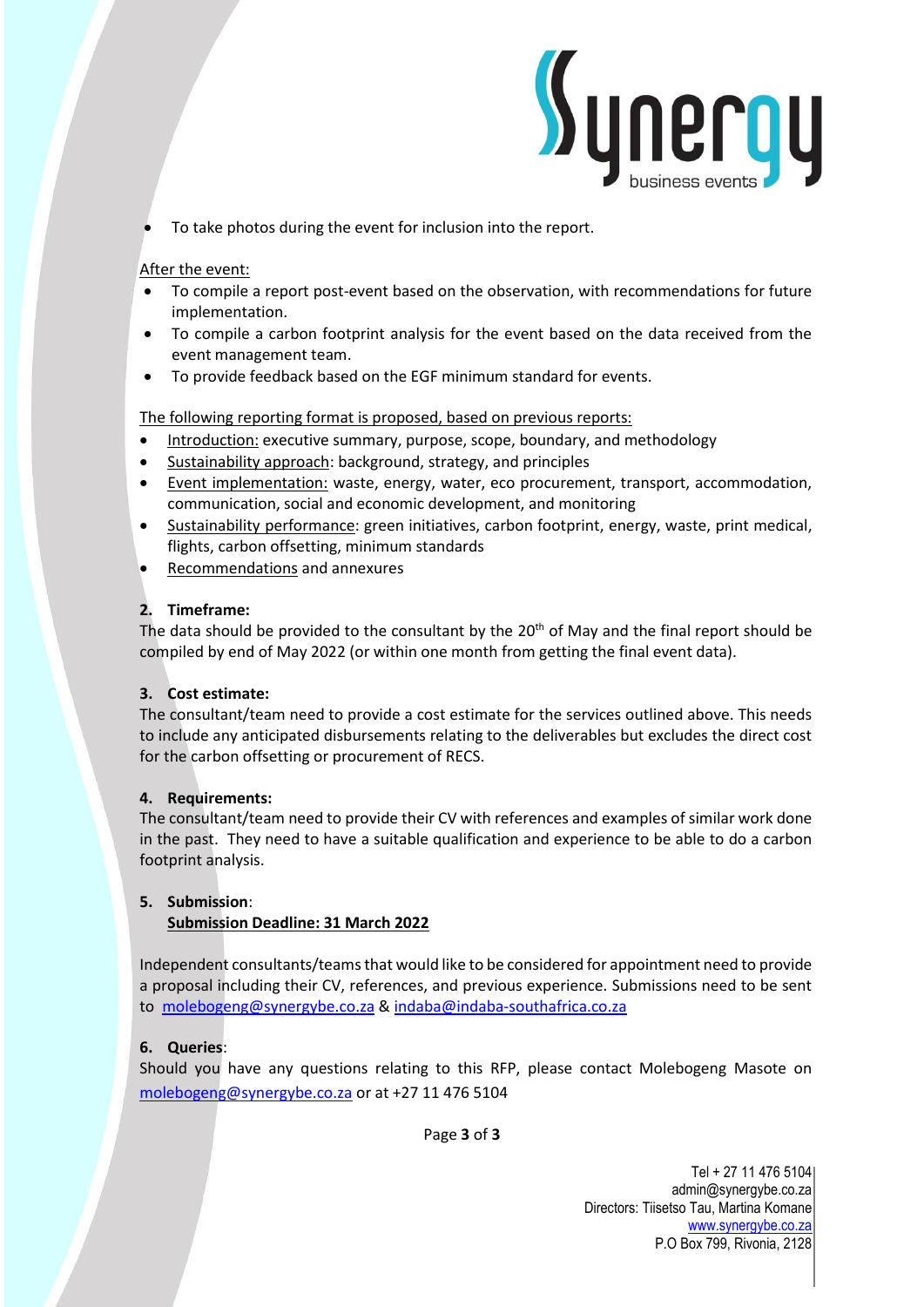- To take photos during the event for inclusion into the report.

After the event:

- To compile a report post-event based on the observation, with recommendations for future implementation.
- To compile a carbon footprint analysis for the event based on the data received from the event management team.
- To provide feedback based on the EGF minimum standard for events.

The following reporting format is proposed, based on previous reports:

- Introduction: executive summary, purpose, scope, boundary, and methodology
- Sustainability approach: background, strategy, and principles
- Event implementation: waste, energy, water, eco procurement, transport, accommodation, communication, social and economic development, and monitoring
- Sustainability performance: green initiatives, carbon footprint, energy, waste, print medical, flights, carbon offsetting, minimum standards
- Recommendations and annexures

**2. Timeframe:**

The data should be provided to the consultant by the 20th of May and the final report should be compiled by end of May 2022 (or within one month from getting the final event data).

**3. Cost estimate:**

The consultant/team need to provide a cost estimate for the services outlined above. This needs to include any anticipated disbursements relating to the deliverables but excludes the direct cost for the carbon offsetting or procurement of RECS.

**4. Requirements:**

The consultant/team need to provide their CV with references and examples of similar work done in the past. They need to have a suitable qualification and experience to be able to do a carbon footprint analysis.

**5. Submission**:

**Submission Deadline: 31 March 2022**

Independent consultants/teams that would like to be considered for appointment need to provide a proposal including their CV, references, and previous experience. Submissions need to be sent to molebogeng@synergybe.co.za & indaba@indaba-southafrica.co.za

**6. Queries**:

Should you have any questions relating to this RFP, please contact Molebogeng Masote on molebogeng@synergybe.co.za or at +27 11 476 5104